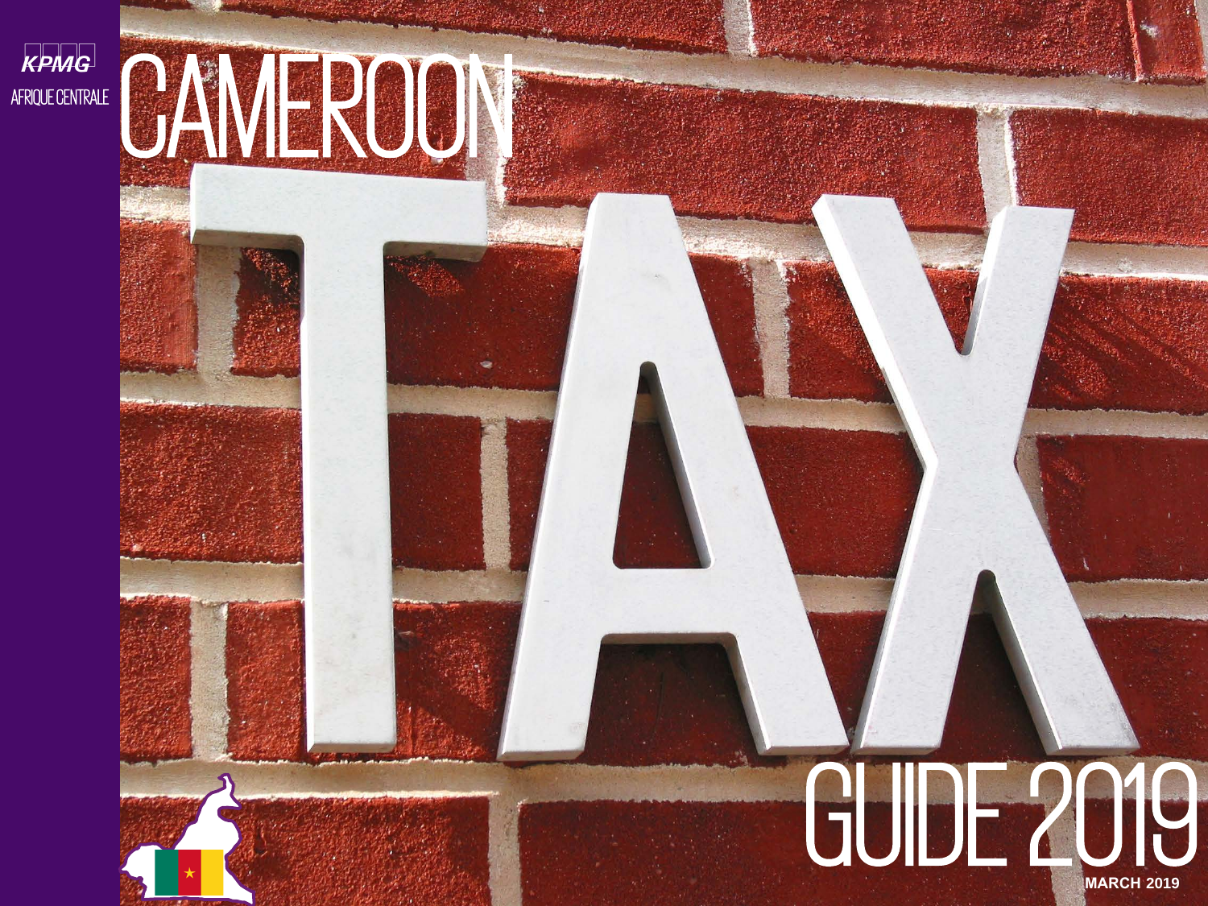KPMG

AFRIQUE CENTRALE

# CAMEROON TAX GUIDE 2019

MARCH 2019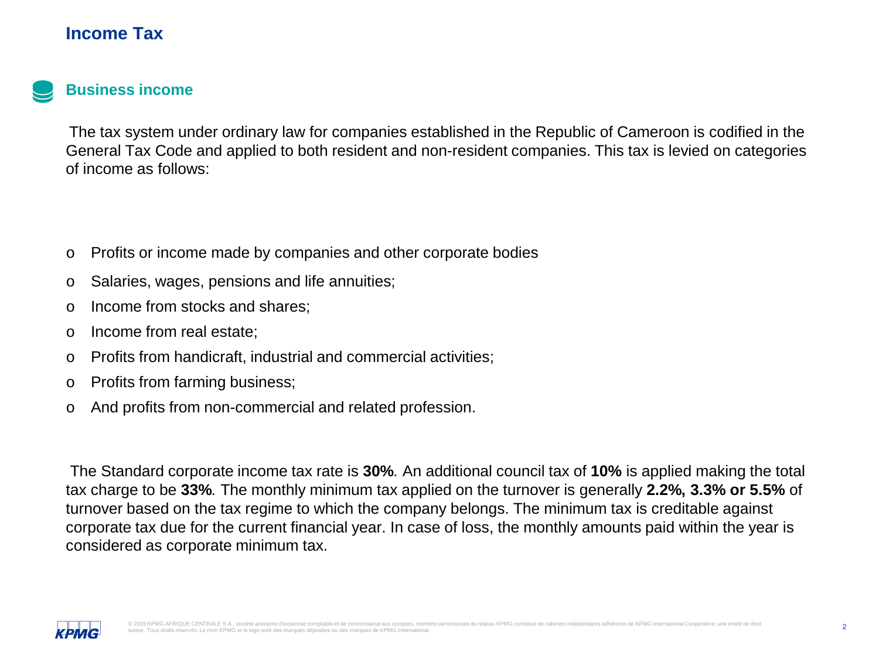# Income Tax

## Business income

The tax system under ordinary law for companies established in the Republic of Cameroon is codified in the General Tax Code and applied to both resident and non-resident companies. This tax is levied on categories of income as follows:

- Profits or income made by companies and other corporate bodies
- Salaries, wages, pensions and life annuities;
- Income from stocks and shares;
- Income from real estate;
- Profits from handicraft, industrial and commercial activities;
- Profits from farming business;
- And profits from non-commercial and related profession.

The Standard corporate income tax rate is **30%**. An additional council tax of **10%** is applied making the total tax charge to be **33%**. The monthly minimum tax applied on the turnover is generally **2.2%, 3.3% or 5.5%** of turnover based on the tax regime to which the company belongs. The minimum tax is creditable against corporate tax due for the current financial year. In case of loss, the monthly amounts paid within the year is considered as corporate minimum tax.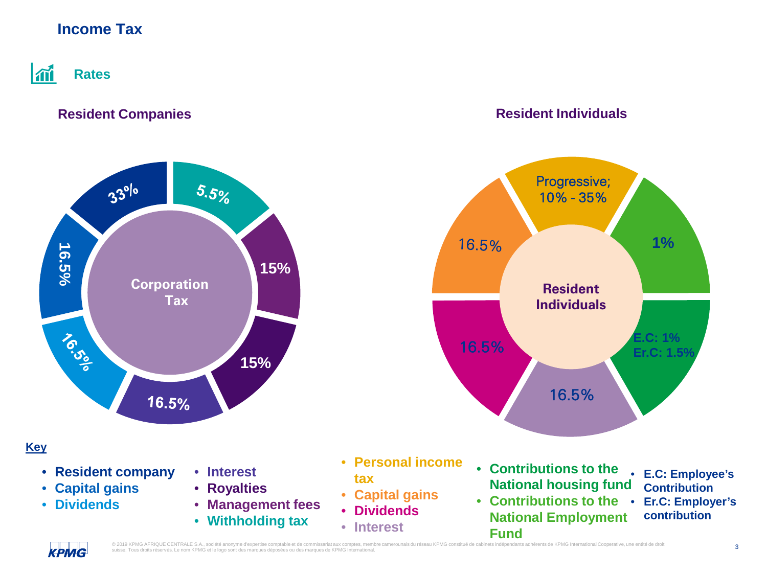# Income Tax

## Rates

### Resident Companies

Corporation Tax

- 33%
- 5.5%
- 15%
- 15%
- 16.5%
- 16.5%
- 16.5%

### Resident Individuals

Resident Individuals

- Progressive; 10% - 35%
- 1%
- E.C: 1%
  Er.C: 1.5%
- 16.5%
- 16.5%
- 16.5%

**Key**

- Resident company
- Capital gains
- Dividends

- Interest
- Royalties
- Management fees
- Withholding tax

- Personal income tax
- Capital gains
- Dividends
- Interest

- Contributions to the National housing fund
- Contributions to the National Employment Fund

- E.C: Employee's Contribution
- Er.C: Employer's contribution

© 2019 KPMG AFRIQUE CENTRALE S.A., société anonyme d'expertise comptable et de commissariat aux comptes, membre camerounais du réseau KPMG constitué de cabinets indépendants adhérents de KPMG International Cooperative, une entité de droit suisse. Tous droits réservés. Le nom KPMG et le logo sont des marques déposées ou des marques de KPMG International.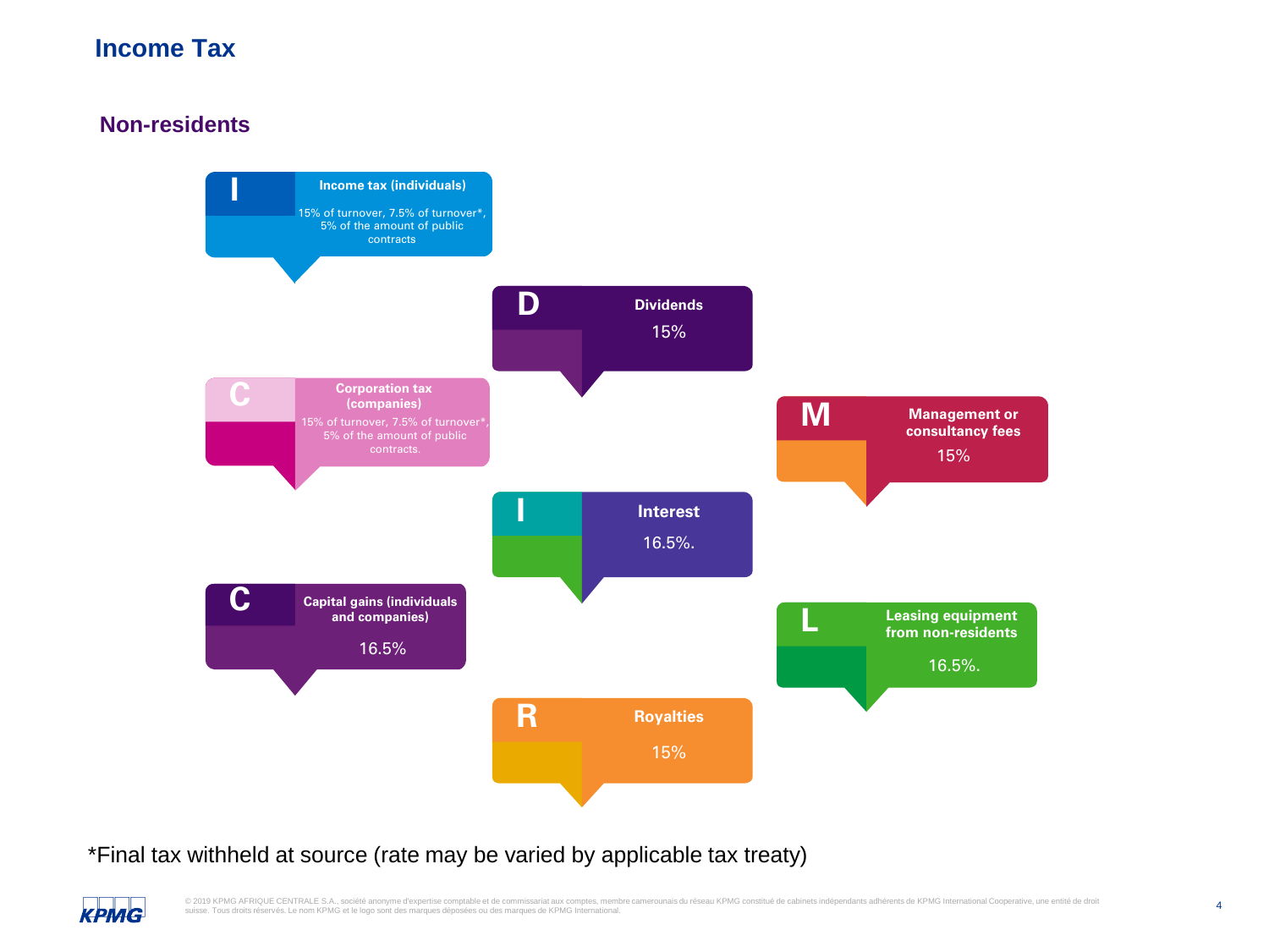# Income Tax

## Non-residents

**I — Income tax (individuals)**

15% of turnover, 7.5% of turnover*, 5% of the amount of public contracts

**D — Dividends**

15%

**C — Corporation tax (companies)**

15% of turnover, 7.5% of turnover*, 5% of the amount of public contracts.

**M — Management or consultancy fees**

15%

**I — Interest**

16.5%.

**C — Capital gains (individuals and companies)**

16.5%

**L — Leasing equipment from non-residents**

16.5%.

**R — Royalties**

15%

*Final tax withheld at source (rate may be varied by applicable tax treaty)

© 2019 KPMG AFRIQUE CENTRALE S.A., société anonyme d'expertise comptable et de commissariat aux comptes, membre camerounais du réseau KPMG constitué de cabinets indépendants adhérents de KPMG International Cooperative, une entité de droit suisse. Tous droits réservés. Le nom KPMG et le logo sont des marques déposées ou des marques de KPMG International.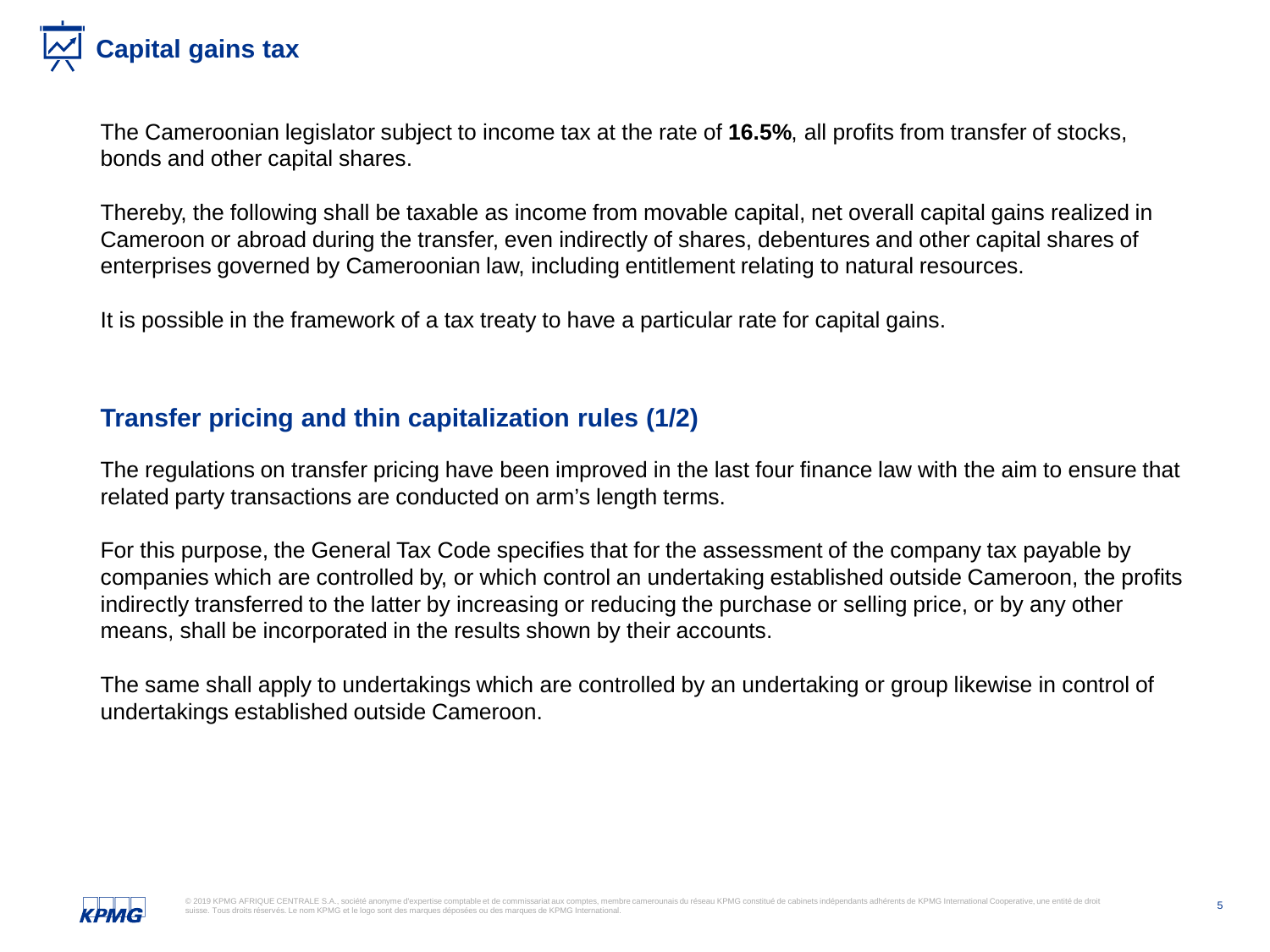# Capital gains tax

The Cameroonian legislator subject to income tax at the rate of **16.5%**, all profits from transfer of stocks, bonds and other capital shares.

Thereby, the following shall be taxable as income from movable capital, net overall capital gains realized in Cameroon or abroad during the transfer, even indirectly of shares, debentures and other capital shares of enterprises governed by Cameroonian law, including entitlement relating to natural resources.

It is possible in the framework of a tax treaty to have a particular rate for capital gains.

## Transfer pricing and thin capitalization rules (1/2)

The regulations on transfer pricing have been improved in the last four finance law with the aim to ensure that related party transactions are conducted on arm's length terms.

For this purpose, the General Tax Code specifies that for the assessment of the company tax payable by companies which are controlled by, or which control an undertaking established outside Cameroon, the profits indirectly transferred to the latter by increasing or reducing the purchase or selling price, or by any other means, shall be incorporated in the results shown by their accounts.

The same shall apply to undertakings which are controlled by an undertaking or group likewise in control of undertakings established outside Cameroon.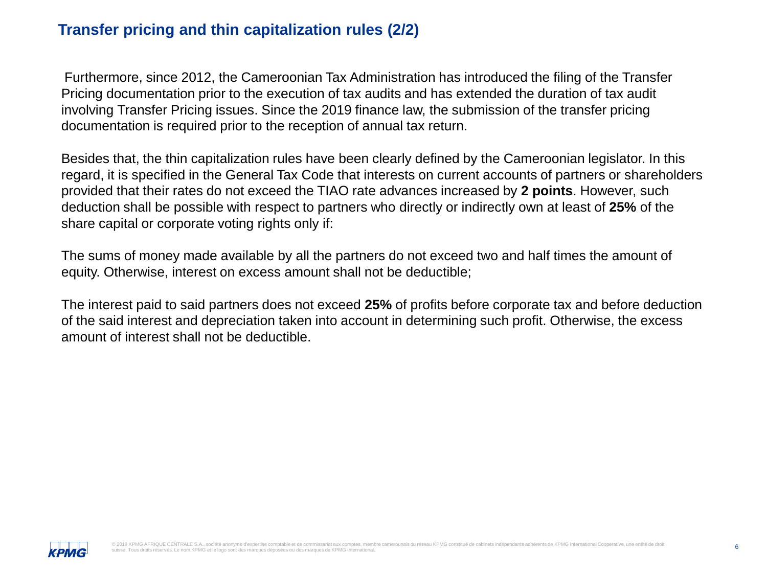## Transfer pricing and thin capitalization rules (2/2)

Furthermore, since 2012, the Cameroonian Tax Administration has introduced the filing of the Transfer Pricing documentation prior to the execution of tax audits and has extended the duration of tax audit involving Transfer Pricing issues. Since the 2019 finance law, the submission of the transfer pricing documentation is required prior to the reception of annual tax return.

Besides that, the thin capitalization rules have been clearly defined by the Cameroonian legislator. In this regard, it is specified in the General Tax Code that interests on current accounts of partners or shareholders provided that their rates do not exceed the TIAO rate advances increased by **2 points**. However, such deduction shall be possible with respect to partners who directly or indirectly own at least of **25%** of the share capital or corporate voting rights only if:

The sums of money made available by all the partners do not exceed two and half times the amount of equity. Otherwise, interest on excess amount shall not be deductible;

The interest paid to said partners does not exceed **25%** of profits before corporate tax and before deduction of the said interest and depreciation taken into account in determining such profit. Otherwise, the excess amount of interest shall not be deductible.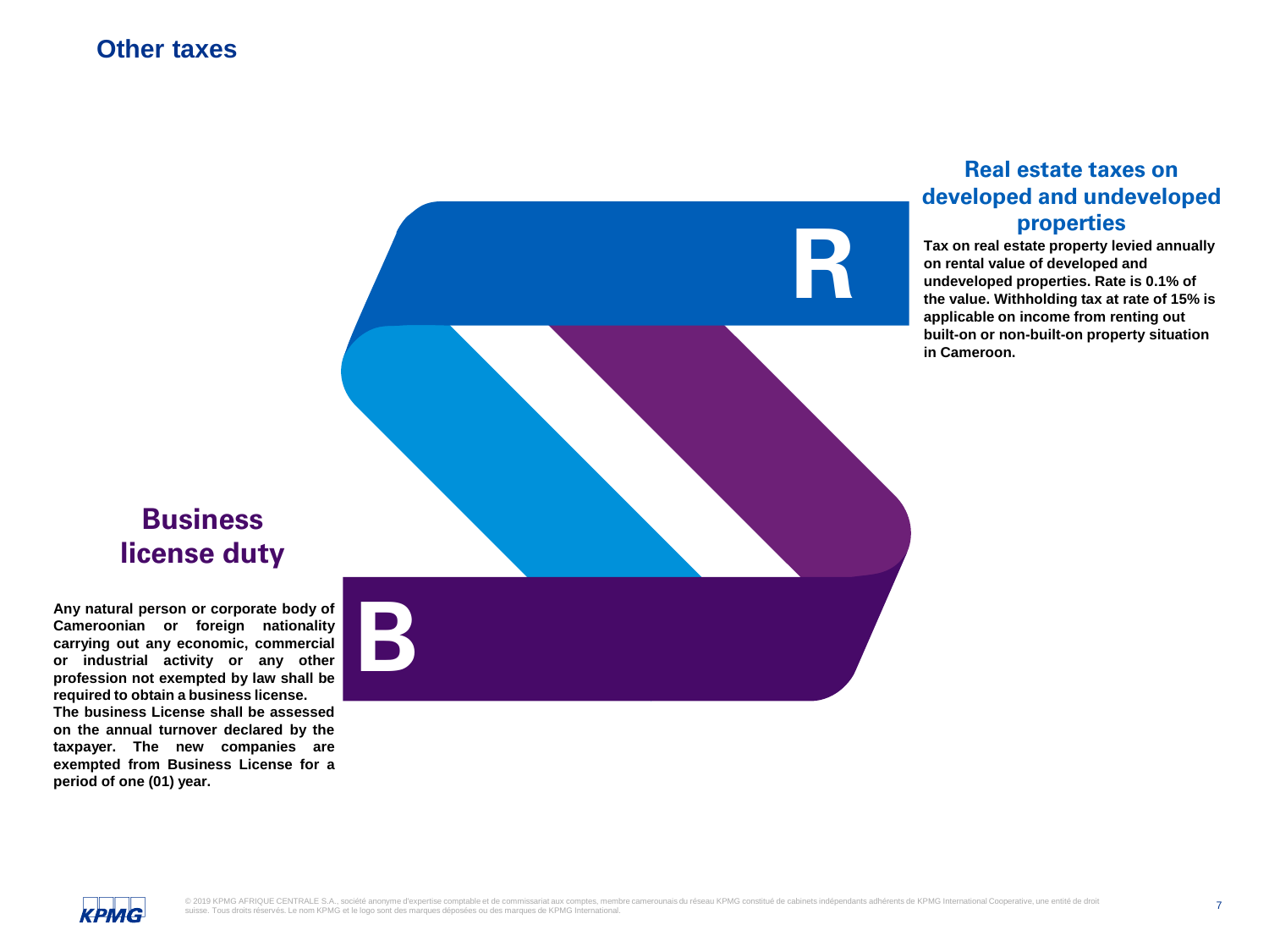# Other taxes

## Real estate taxes on developed and undeveloped properties

**Tax on real estate property levied annually on rental value of developed and undeveloped properties. Rate is 0.1% of the value. Withholding tax at rate of 15% is applicable on income from renting out built-on or non-built-on property situation in Cameroon.**

## Business license duty

**Any natural person or corporate body of Cameroonian or foreign nationality carrying out any economic, commercial or industrial activity or any other profession not exempted by law shall be required to obtain a business license.**
**The business License shall be assessed on the annual turnover declared by the taxpayer. The new companies are exempted from Business License for a period of one (01) year.**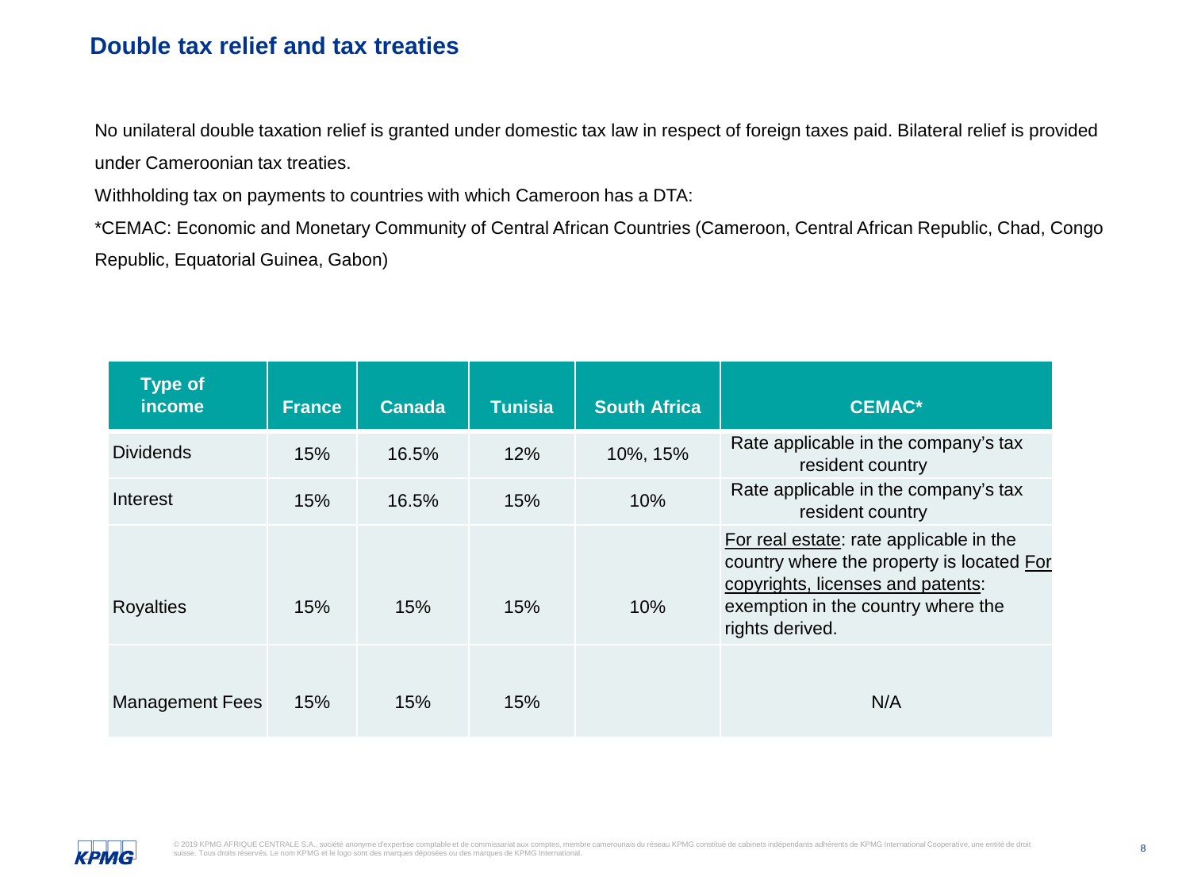## Double tax relief and tax treaties

No unilateral double taxation relief is granted under domestic tax law in respect of foreign taxes paid. Bilateral relief is provided under Cameroonian tax treaties.

Withholding tax on payments to countries with which Cameroon has a DTA:

*CEMAC: Economic and Monetary Community of Central African Countries (Cameroon, Central African Republic, Chad, Congo Republic, Equatorial Guinea, Gabon)

| Type of income | France | Canada | Tunisia | South Africa | CEMAC* |
|---|---|---|---|---|---|
| Dividends | 15% | 16.5% | 12% | 10%, 15% | Rate applicable in the company's tax resident country |
| Interest | 15% | 16.5% | 15% | 10% | Rate applicable in the company's tax resident country |
| Royalties | 15% | 15% | 15% | 10% | For real estate: rate applicable in the country where the property is located For copyrights, licenses and patents: exemption in the country where the rights derived. |
| Management Fees | 15% | 15% | 15% | | N/A |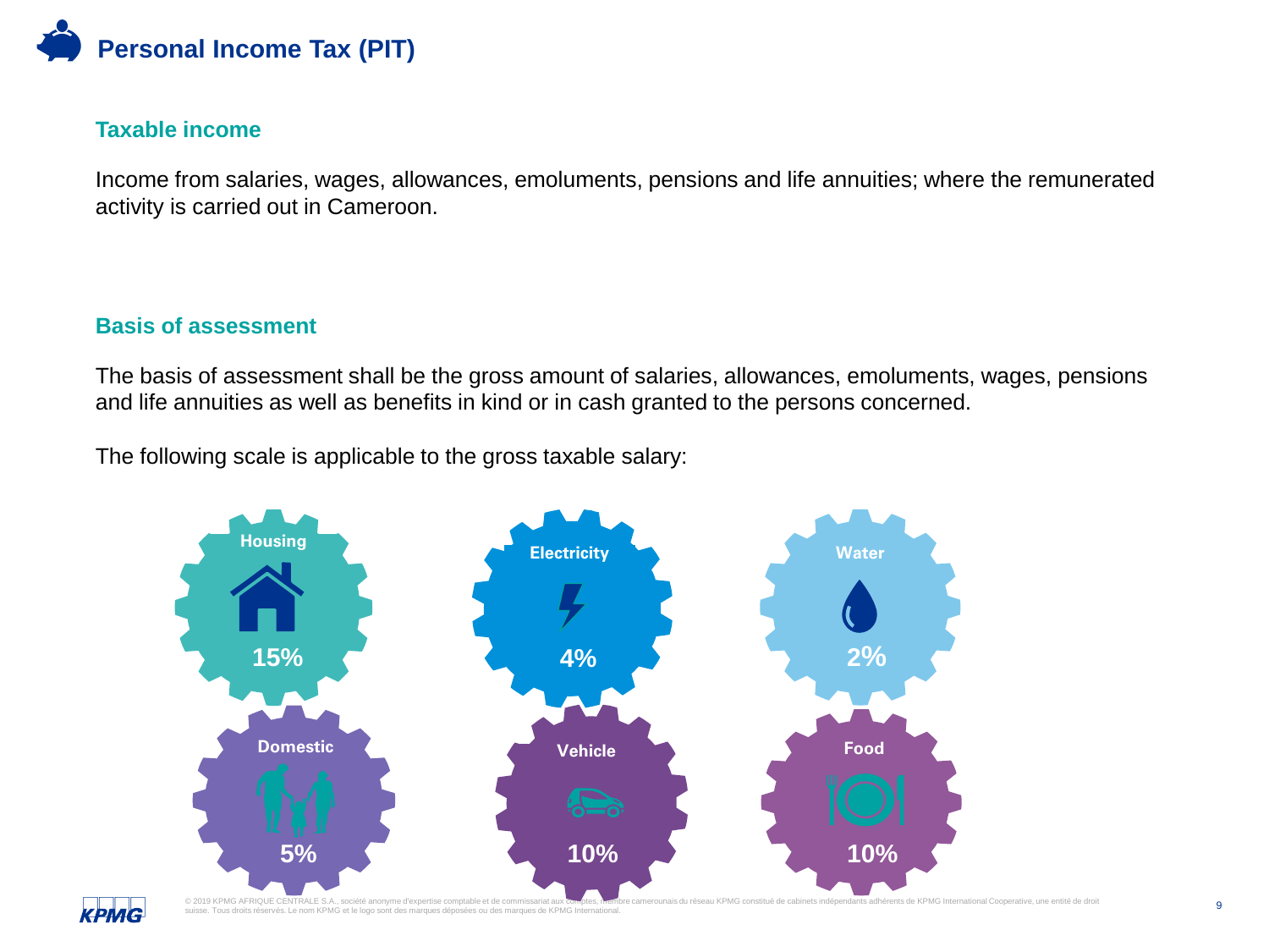# Personal Income Tax (PIT)

## Taxable income

Income from salaries, wages, allowances, emoluments, pensions and life annuities; where the remunerated activity is carried out in Cameroon.

## Basis of assessment

The basis of assessment shall be the gross amount of salaries, allowances, emoluments, wages, pensions and life annuities as well as benefits in kind or in cash granted to the persons concerned.

The following scale is applicable to the gross taxable salary:

| Benefit | Rate |
| --- | --- |
| Housing | 15% |
| Electricity | 4% |
| Water | 2% |
| Domestic | 5% |
| Vehicle | 10% |
| Food | 10% |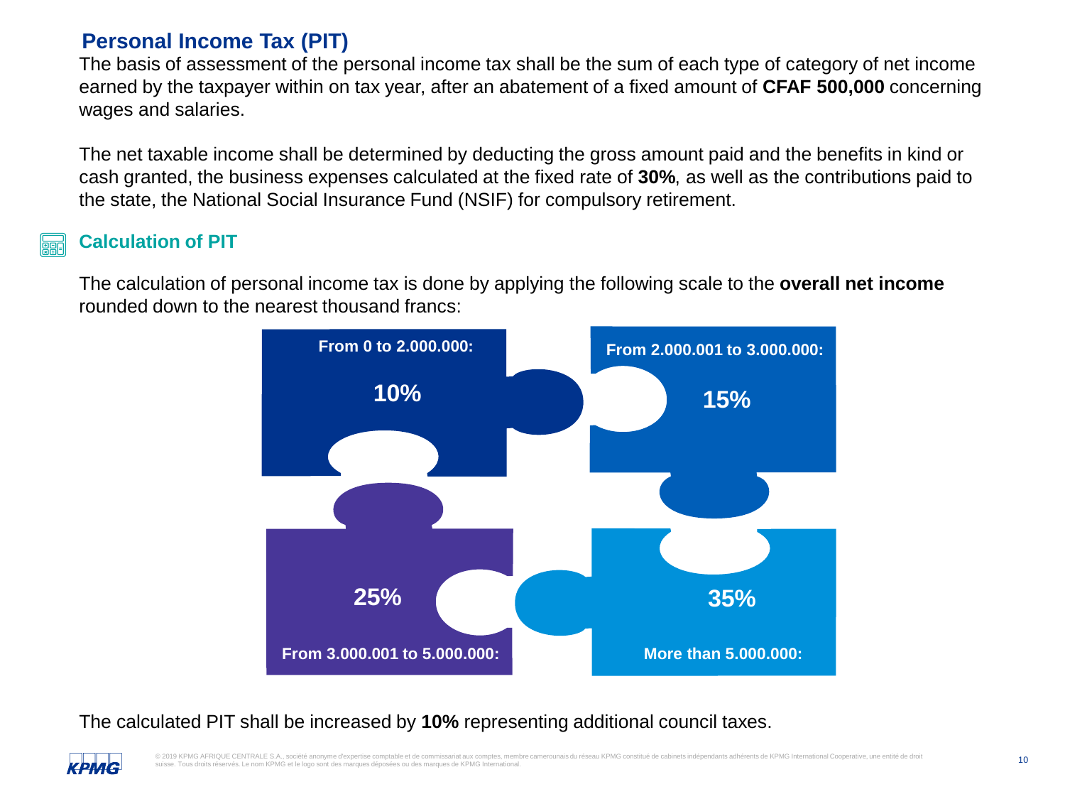## Personal Income Tax (PIT)

The basis of assessment of the personal income tax shall be the sum of each type of category of net income earned by the taxpayer within on tax year, after an abatement of a fixed amount of **CFAF 500,000** concerning wages and salaries.

The net taxable income shall be determined by deducting the gross amount paid and the benefits in kind or cash granted, the business expenses calculated at the fixed rate of **30%**, as well as the contributions paid to the state, the National Social Insurance Fund (NSIF) for compulsory retirement.

### Calculation of PIT

The calculation of personal income tax is done by applying the following scale to the **overall net income** rounded down to the nearest thousand francs:

| Income bracket | Rate |
| --- | --- |
| **From 0 to 2.000.000:** | **10%** |
| **From 2.000.001 to 3.000.000:** | **15%** |
| **From 3.000.001 to 5.000.000:** | **25%** |
| **More than 5.000.000:** | **35%** |

The calculated PIT shall be increased by **10%** representing additional council taxes.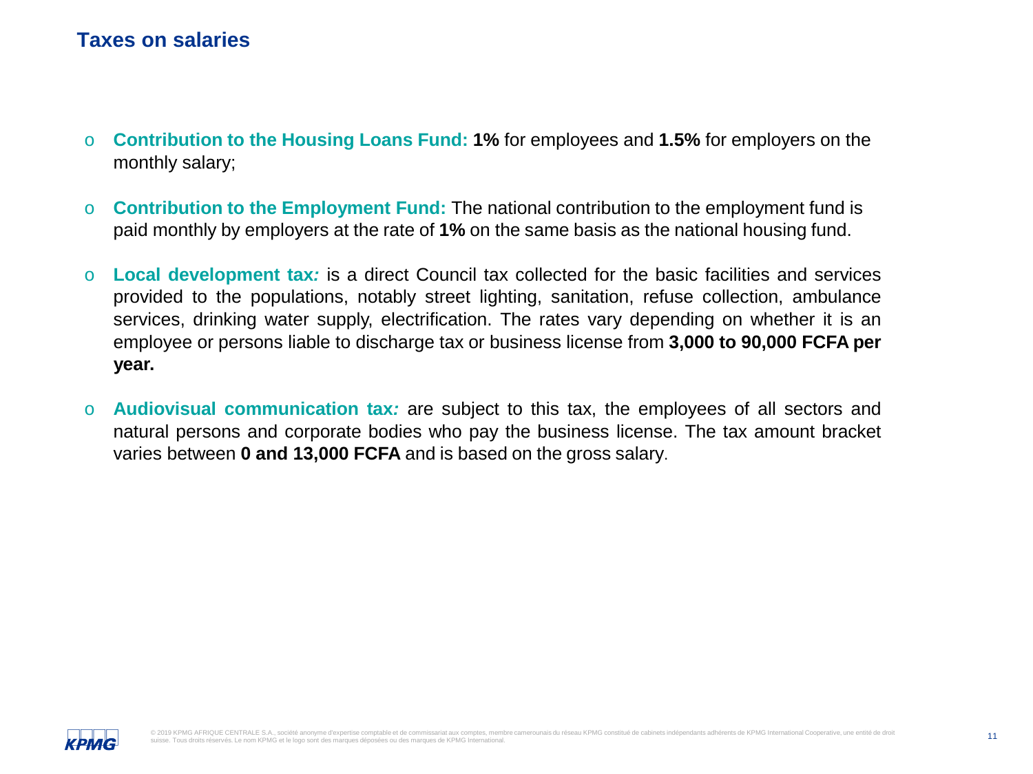## Taxes on salaries

- **Contribution to the Housing Loans Fund:** **1%** for employees and **1.5%** for employers on the monthly salary;

- **Contribution to the Employment Fund:** The national contribution to the employment fund is paid monthly by employers at the rate of **1%** on the same basis as the national housing fund.

- **Local development tax:** is a direct Council tax collected for the basic facilities and services provided to the populations, notably street lighting, sanitation, refuse collection, ambulance services, drinking water supply, electrification. The rates vary depending on whether it is an employee or persons liable to discharge tax or business license from **3,000 to 90,000 FCFA per year.**

- **Audiovisual communication tax:** are subject to this tax, the employees of all sectors and natural persons and corporate bodies who pay the business license. The tax amount bracket varies between **0 and 13,000 FCFA** and is based on the gross salary.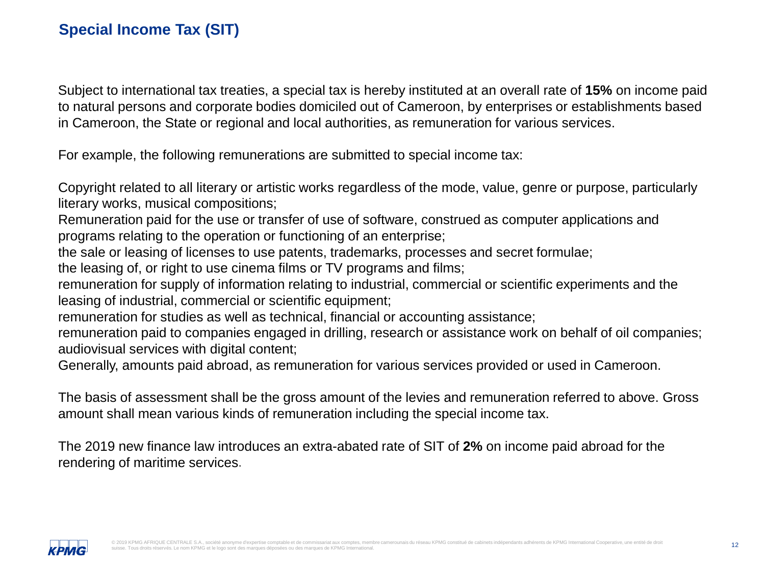## Special Income Tax (SIT)

Subject to international tax treaties, a special tax is hereby instituted at an overall rate of **15%** on income paid to natural persons and corporate bodies domiciled out of Cameroon, by enterprises or establishments based in Cameroon, the State or regional and local authorities, as remuneration for various services.

For example, the following remunerations are submitted to special income tax:

Copyright related to all literary or artistic works regardless of the mode, value, genre or purpose, particularly literary works, musical compositions;
Remuneration paid for the use or transfer of use of software, construed as computer applications and programs relating to the operation or functioning of an enterprise;
the sale or leasing of licenses to use patents, trademarks, processes and secret formulae;
the leasing of, or right to use cinema films or TV programs and films;
remuneration for supply of information relating to industrial, commercial or scientific experiments and the leasing of industrial, commercial or scientific equipment;
remuneration for studies as well as technical, financial or accounting assistance;
remuneration paid to companies engaged in drilling, research or assistance work on behalf of oil companies;
audiovisual services with digital content;
Generally, amounts paid abroad, as remuneration for various services provided or used in Cameroon.

The basis of assessment shall be the gross amount of the levies and remuneration referred to above. Gross amount shall mean various kinds of remuneration including the special income tax.

The 2019 new finance law introduces an extra-abated rate of SIT of **2%** on income paid abroad for the rendering of maritime services.

© 2019 KPMG AFRIQUE CENTRALE S.A., société anonyme d'expertise comptable et de commissariat aux comptes, membre camerounais du réseau KPMG constitué de cabinets indépendants adhérents de KPMG International Cooperative, une entité de droit suisse. Tous droits réservés. Le nom KPMG et le logo sont des marques déposées ou des marques de KPMG International.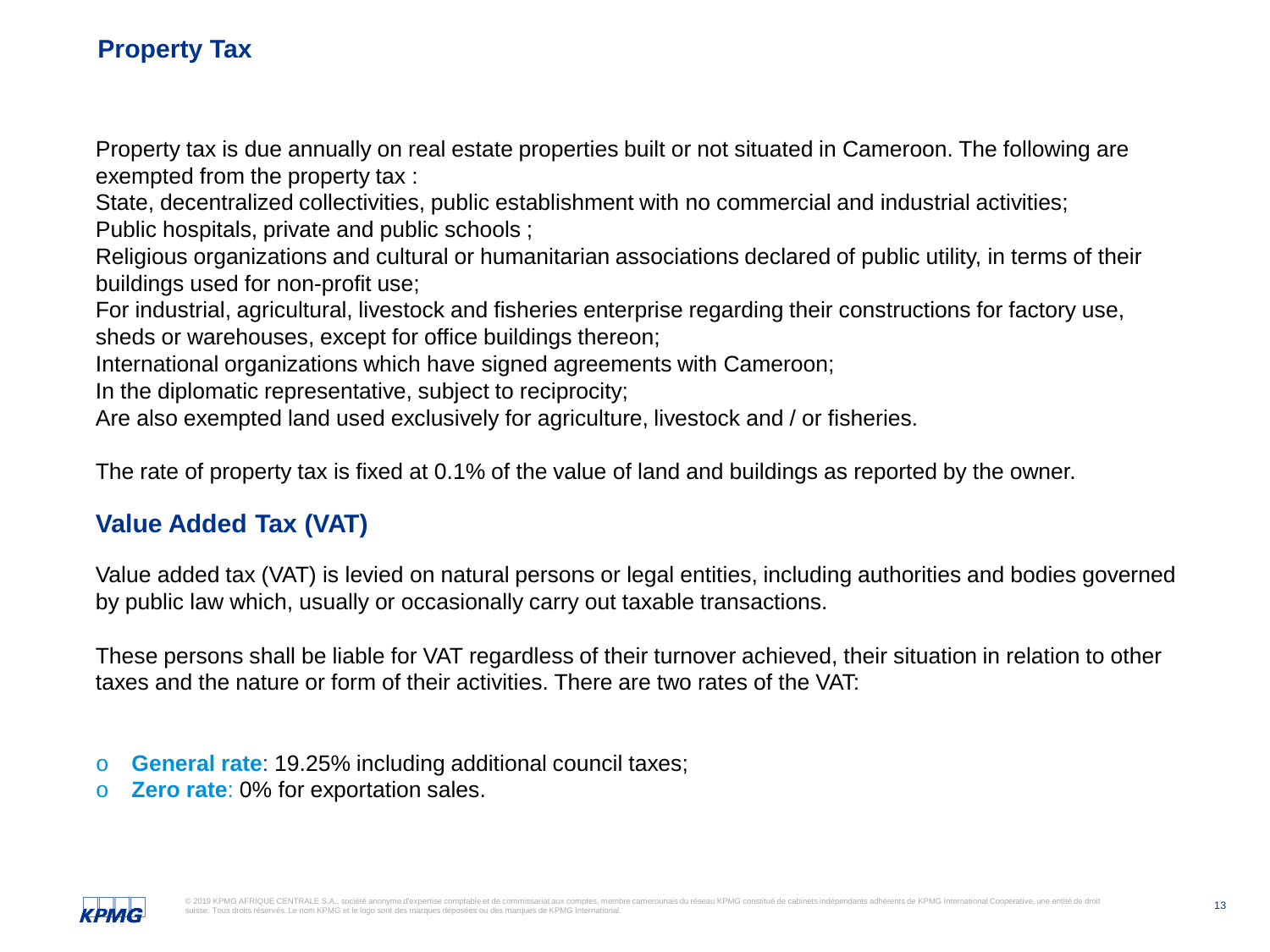## Property Tax

Property tax is due annually on real estate properties built or not situated in Cameroon. The following are exempted from the property tax :

State, decentralized collectivities, public establishment with no commercial and industrial activities;

Public hospitals, private and public schools ;

Religious organizations and cultural or humanitarian associations declared of public utility, in terms of their buildings used for non-profit use;

For industrial, agricultural, livestock and fisheries enterprise regarding their constructions for factory use, sheds or warehouses, except for office buildings thereon;

International organizations which have signed agreements with Cameroon;

In the diplomatic representative, subject to reciprocity;

Are also exempted land used exclusively for agriculture, livestock and / or fisheries.

The rate of property tax is fixed at 0.1% of the value of land and buildings as reported by the owner.

## Value Added Tax (VAT)

Value added tax (VAT) is levied on natural persons or legal entities, including authorities and bodies governed by public law which, usually or occasionally carry out taxable transactions.

These persons shall be liable for VAT regardless of their turnover achieved, their situation in relation to other taxes and the nature or form of their activities. There are two rates of the VAT:

- **General rate**: 19.25% including additional council taxes;
- **Zero rate**: 0% for exportation sales.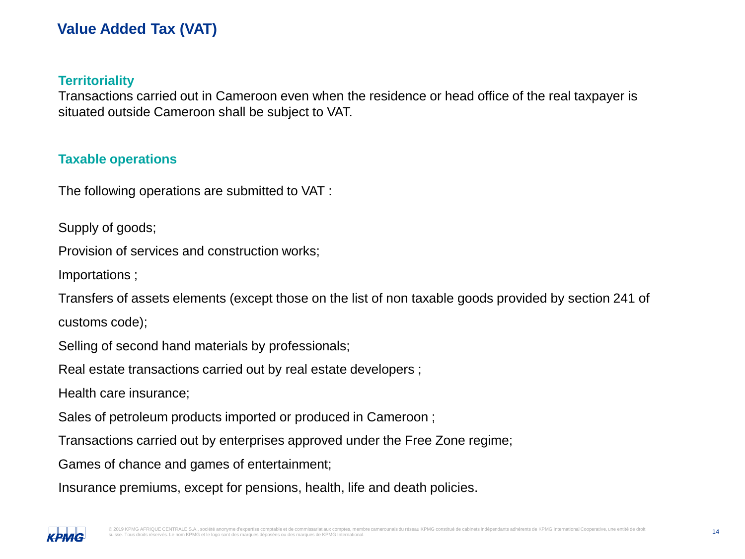# Value Added Tax (VAT)

## Territoriality

Transactions carried out in Cameroon even when the residence or head office of the real taxpayer is situated outside Cameroon shall be subject to VAT.

## Taxable operations

The following operations are submitted to VAT :

- Supply of goods;
- Provision of services and construction works;
- Importations ;
- Transfers of assets elements (except those on the list of non taxable goods provided by section 241 of customs code);
- Selling of second hand materials by professionals;
- Real estate transactions carried out by real estate developers ;
- Health care insurance;
- Sales of petroleum products imported or produced in Cameroon ;
- Transactions carried out by enterprises approved under the Free Zone regime;
- Games of chance and games of entertainment;
- Insurance premiums, except for pensions, health, life and death policies.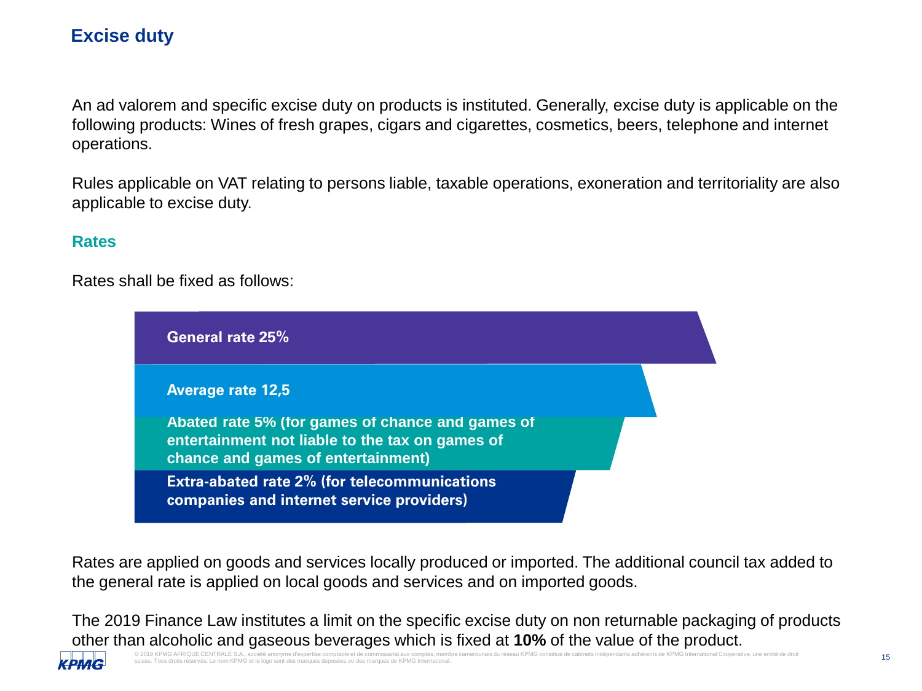## Excise duty

An ad valorem and specific excise duty on products is instituted. Generally, excise duty is applicable on the following products: Wines of fresh grapes, cigars and cigarettes, cosmetics, beers, telephone and internet operations.

Rules applicable on VAT relating to persons liable, taxable operations, exoneration and territoriality are also applicable to excise duty.

### Rates

Rates shall be fixed as follows:

- **General rate 25%**
- **Average rate 12,5**
- **Abated rate 5% (for games of chance and games of entertainment not liable to the tax on games of chance and games of entertainment)**
- **Extra-abated rate 2% (for telecommunications companies and internet service providers)**

Rates are applied on goods and services locally produced or imported. The additional council tax added to the general rate is applied on local goods and services and on imported goods.

The 2019 Finance Law institutes a limit on the specific excise duty on non returnable packaging of products other than alcoholic and gaseous beverages which is fixed at **10%** of the value of the product.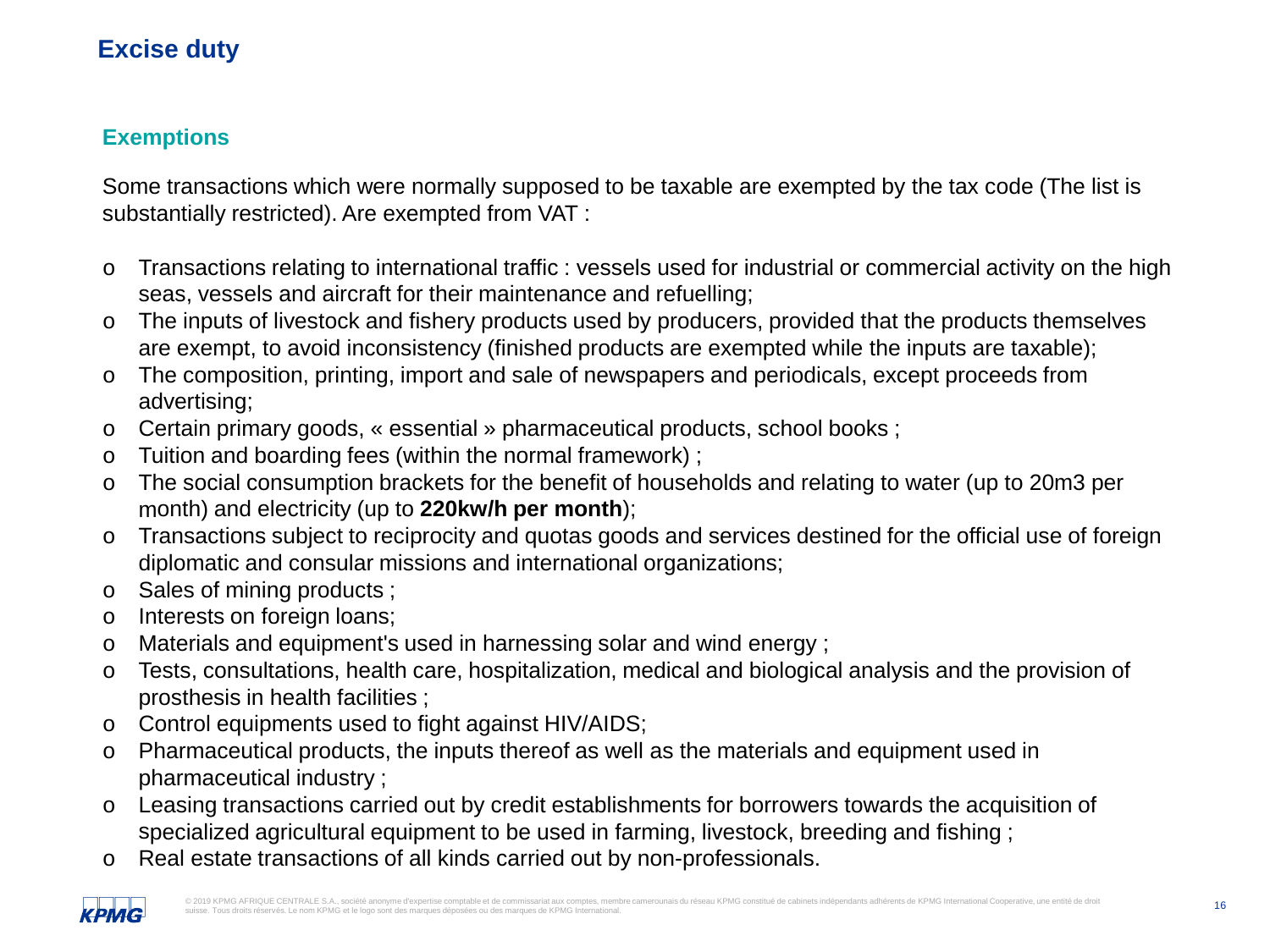## Excise duty

### Exemptions

Some transactions which were normally supposed to be taxable are exempted by the tax code (The list is substantially restricted). Are exempted from VAT :

- Transactions relating to international traffic : vessels used for industrial or commercial activity on the high seas, vessels and aircraft for their maintenance and refuelling;
- The inputs of livestock and fishery products used by producers, provided that the products themselves are exempt, to avoid inconsistency (finished products are exempted while the inputs are taxable);
- The composition, printing, import and sale of newspapers and periodicals, except proceeds from advertising;
- Certain primary goods, « essential » pharmaceutical products, school books ;
- Tuition and boarding fees (within the normal framework) ;
- The social consumption brackets for the benefit of households and relating to water (up to 20m3 per month) and electricity (up to **220kw/h per month**);
- Transactions subject to reciprocity and quotas goods and services destined for the official use of foreign diplomatic and consular missions and international organizations;
- Sales of mining products ;
- Interests on foreign loans;
- Materials and equipment's used in harnessing solar and wind energy ;
- Tests, consultations, health care, hospitalization, medical and biological analysis and the provision of prosthesis in health facilities ;
- Control equipments used to fight against HIV/AIDS;
- Pharmaceutical products, the inputs thereof as well as the materials and equipment used in pharmaceutical industry ;
- Leasing transactions carried out by credit establishments for borrowers towards the acquisition of specialized agricultural equipment to be used in farming, livestock, breeding and fishing ;
- Real estate transactions of all kinds carried out by non-professionals.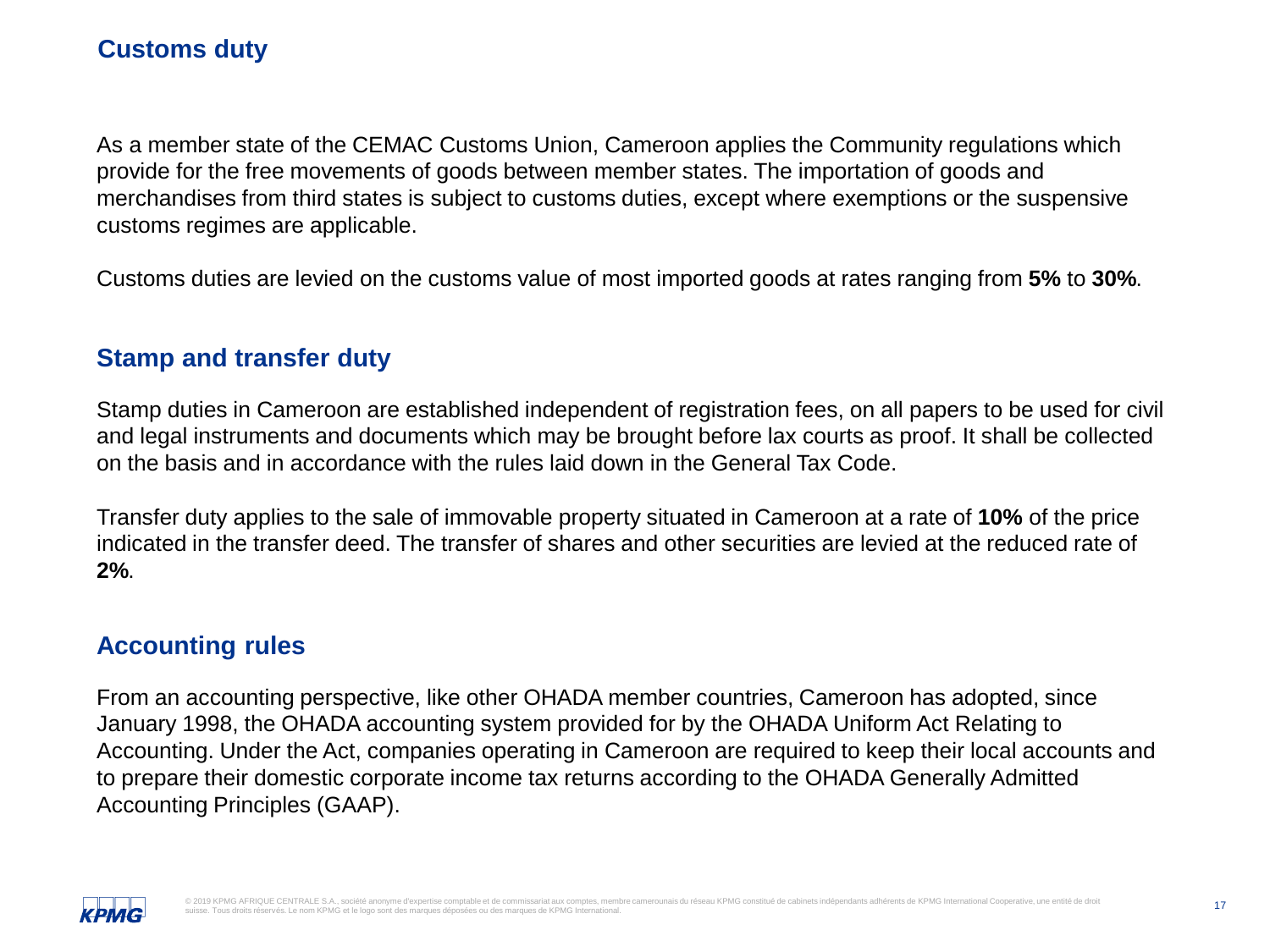## Customs duty

As a member state of the CEMAC Customs Union, Cameroon applies the Community regulations which provide for the free movements of goods between member states. The importation of goods and merchandises from third states is subject to customs duties, except where exemptions or the suspensive customs regimes are applicable.

Customs duties are levied on the customs value of most imported goods at rates ranging from **5%** to **30%**.

## Stamp and transfer duty

Stamp duties in Cameroon are established independent of registration fees, on all papers to be used for civil and legal instruments and documents which may be brought before lax courts as proof. It shall be collected on the basis and in accordance with the rules laid down in the General Tax Code.

Transfer duty applies to the sale of immovable property situated in Cameroon at a rate of **10%** of the price indicated in the transfer deed. The transfer of shares and other securities are levied at the reduced rate of **2%**.

## Accounting rules

From an accounting perspective, like other OHADA member countries, Cameroon has adopted, since January 1998, the OHADA accounting system provided for by the OHADA Uniform Act Relating to Accounting. Under the Act, companies operating in Cameroon are required to keep their local accounts and to prepare their domestic corporate income tax returns according to the OHADA Generally Admitted Accounting Principles (GAAP).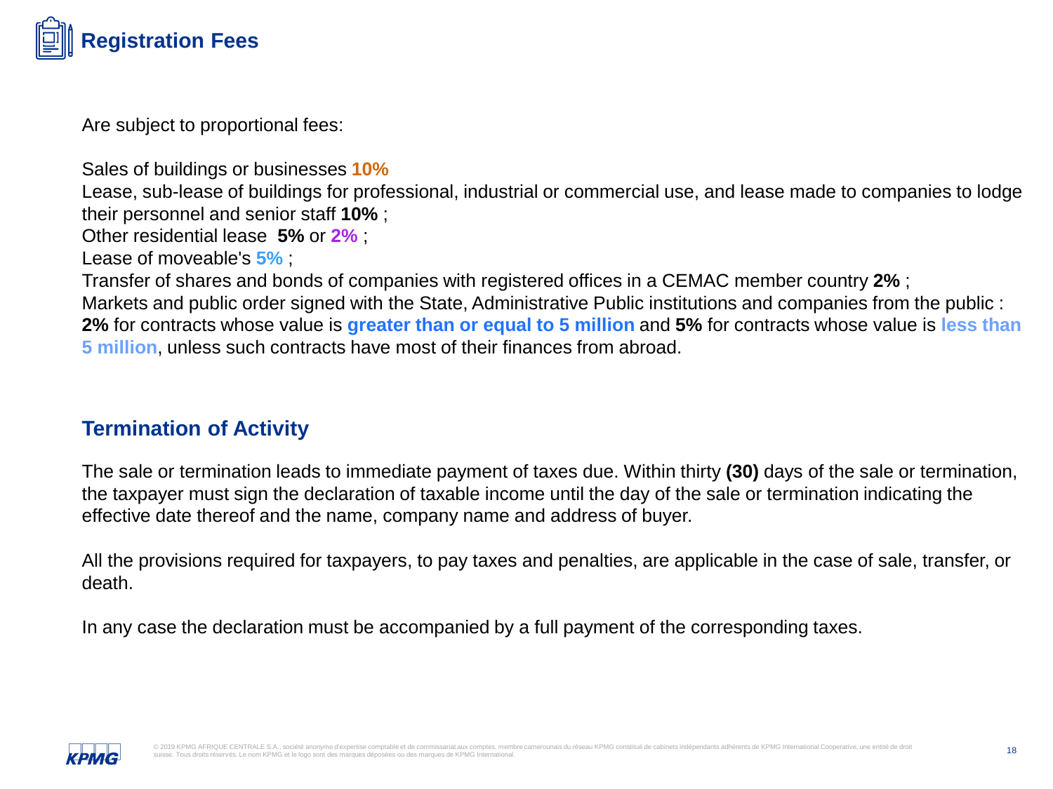## Registration Fees

Are subject to proportional fees:

Sales of buildings or businesses **10%**
Lease, sub-lease of buildings for professional, industrial or commercial use, and lease made to companies to lodge their personnel and senior staff **10%** ;
Other residential lease **5%** or **2%** ;
Lease of moveable's **5%** ;
Transfer of shares and bonds of companies with registered offices in a CEMAC member country **2%** ;
Markets and public order signed with the State, Administrative Public institutions and companies from the public : **2%** for contracts whose value is **greater than or equal to 5 million** and **5%** for contracts whose value is **less than 5 million**, unless such contracts have most of their finances from abroad.

## Termination of Activity

The sale or termination leads to immediate payment of taxes due. Within thirty **(30)** days of the sale or termination, the taxpayer must sign the declaration of taxable income until the day of the sale or termination indicating the effective date thereof and the name, company name and address of buyer.

All the provisions required for taxpayers, to pay taxes and penalties, are applicable in the case of sale, transfer, or death.

In any case the declaration must be accompanied by a full payment of the corresponding taxes.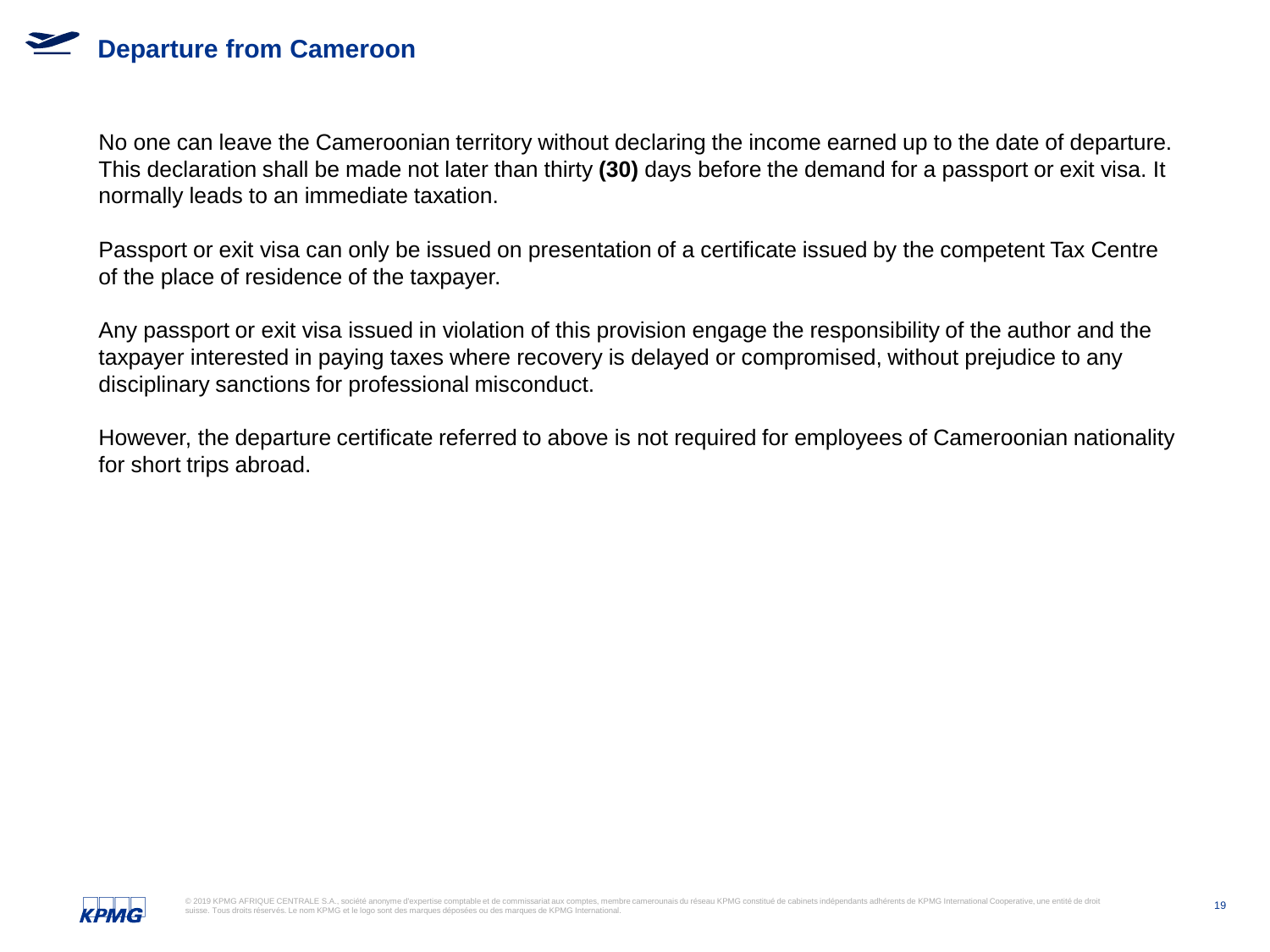# Departure from Cameroon

No one can leave the Cameroonian territory without declaring the income earned up to the date of departure. This declaration shall be made not later than thirty **(30)** days before the demand for a passport or exit visa. It normally leads to an immediate taxation.

Passport or exit visa can only be issued on presentation of a certificate issued by the competent Tax Centre of the place of residence of the taxpayer.

Any passport or exit visa issued in violation of this provision engage the responsibility of the author and the taxpayer interested in paying taxes where recovery is delayed or compromised, without prejudice to any disciplinary sanctions for professional misconduct.

However, the departure certificate referred to above is not required for employees of Cameroonian nationality for short trips abroad.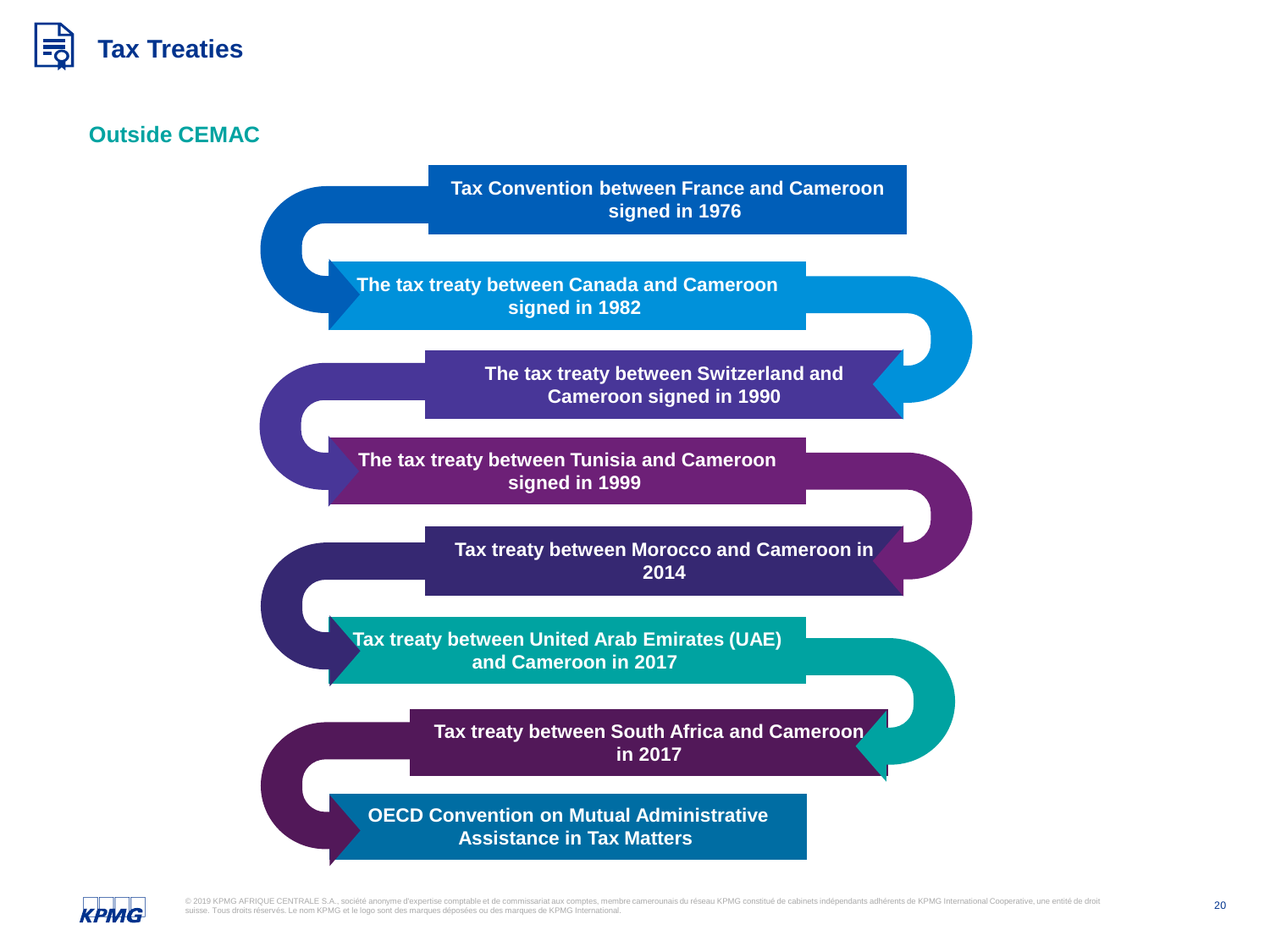# Tax Treaties

## Outside CEMAC

- Tax Convention between France and Cameroon signed in 1976
- The tax treaty between Canada and Cameroon signed in 1982
- The tax treaty between Switzerland and Cameroon signed in 1990
- The tax treaty between Tunisia and Cameroon signed in 1999
- Tax treaty between Morocco and Cameroon in 2014
- Tax treaty between United Arab Emirates (UAE) and Cameroon in 2017
- Tax treaty between South Africa and Cameroon in 2017
- OECD Convention on Mutual Administrative Assistance in Tax Matters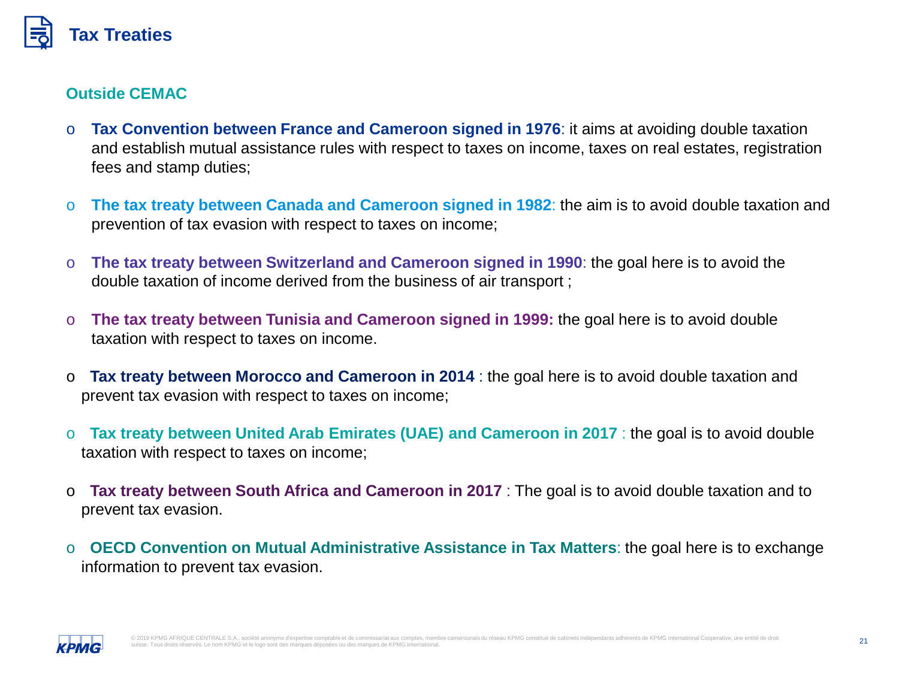# Tax Treaties

## Outside CEMAC

- **Tax Convention between France and Cameroon signed in 1976**: it aims at avoiding double taxation and establish mutual assistance rules with respect to taxes on income, taxes on real estates, registration fees and stamp duties;
- **The tax treaty between Canada and Cameroon signed in 1982**: the aim is to avoid double taxation and prevention of tax evasion with respect to taxes on income;
- **The tax treaty between Switzerland and Cameroon signed in 1990**: the goal here is to avoid the double taxation of income derived from the business of air transport ;
- **The tax treaty between Tunisia and Cameroon signed in 1999:** the goal here is to avoid double taxation with respect to taxes on income.
- **Tax treaty between Morocco and Cameroon in 2014** : the goal here is to avoid double taxation and prevent tax evasion with respect to taxes on income;
- **Tax treaty between United Arab Emirates (UAE) and Cameroon in 2017** : the goal is to avoid double taxation with respect to taxes on income;
- **Tax treaty between South Africa and Cameroon in 2017** : The goal is to avoid double taxation and to prevent tax evasion.
- **OECD Convention on Mutual Administrative Assistance in Tax Matters**: the goal here is to exchange information to prevent tax evasion.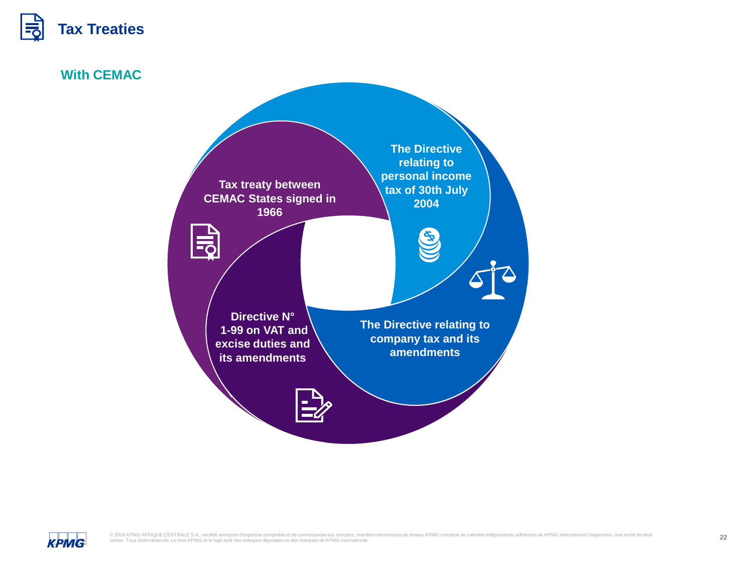# Tax Treaties

## With CEMAC

- Tax treaty between CEMAC States signed in 1966
- The Directive relating to personal income tax of 30th July 2004
- The Directive relating to company tax and its amendments
- Directive N° 1-99 on VAT and excise duties and its amendments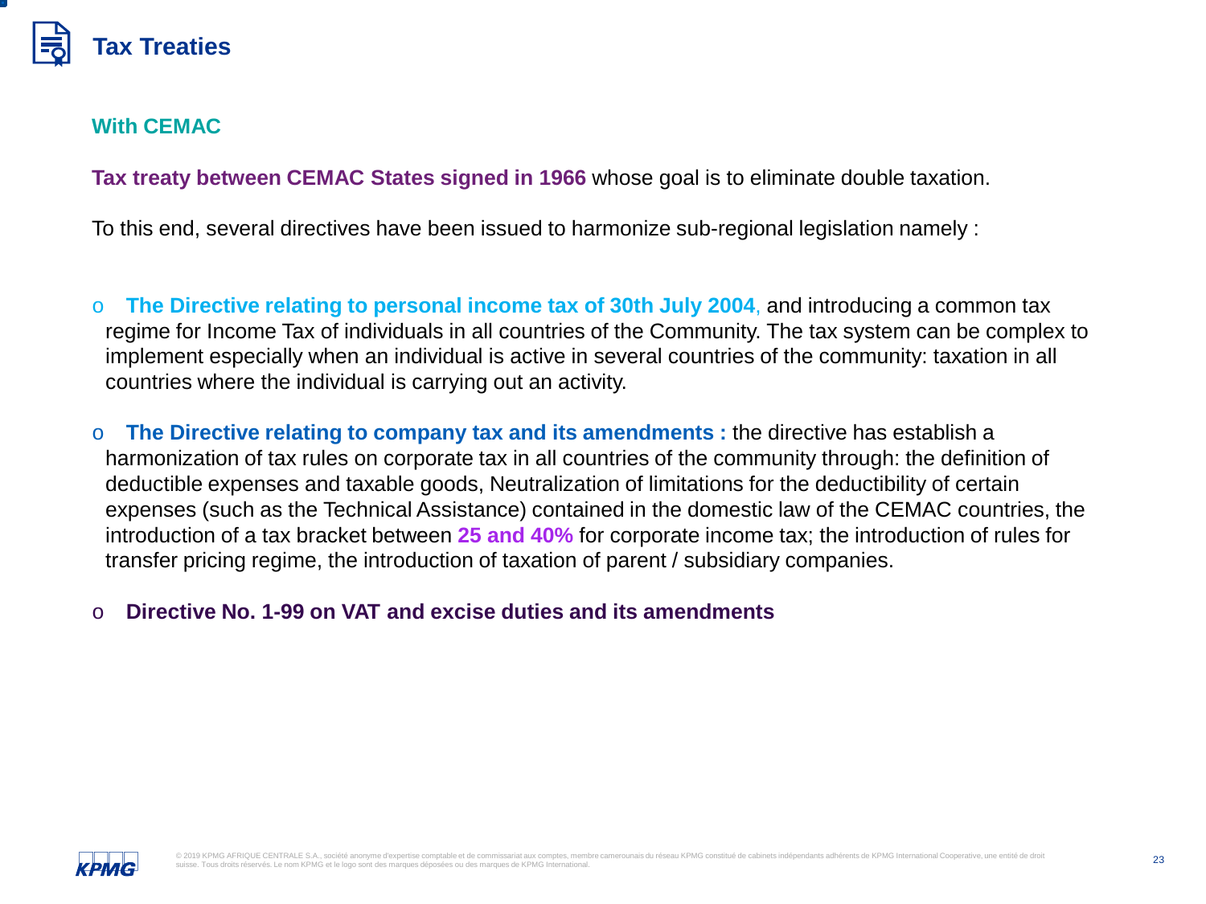# Tax Treaties

## With CEMAC

**Tax treaty between CEMAC States signed in 1966** whose goal is to eliminate double taxation.

To this end, several directives have been issued to harmonize sub-regional legislation namely :

- **The Directive relating to personal income tax of 30th July 2004**, and introducing a common tax regime for Income Tax of individuals in all countries of the Community. The tax system can be complex to implement especially when an individual is active in several countries of the community: taxation in all countries where the individual is carrying out an activity.

- **The Directive relating to company tax and its amendments :** the directive has establish a harmonization of tax rules on corporate tax in all countries of the community through: the definition of deductible expenses and taxable goods, Neutralization of limitations for the deductibility of certain expenses (such as the Technical Assistance) contained in the domestic law of the CEMAC countries, the introduction of a tax bracket between **25 and 40%** for corporate income tax; the introduction of rules for transfer pricing regime, the introduction of taxation of parent / subsidiary companies.

- **Directive No. 1-99 on VAT and excise duties and its amendments**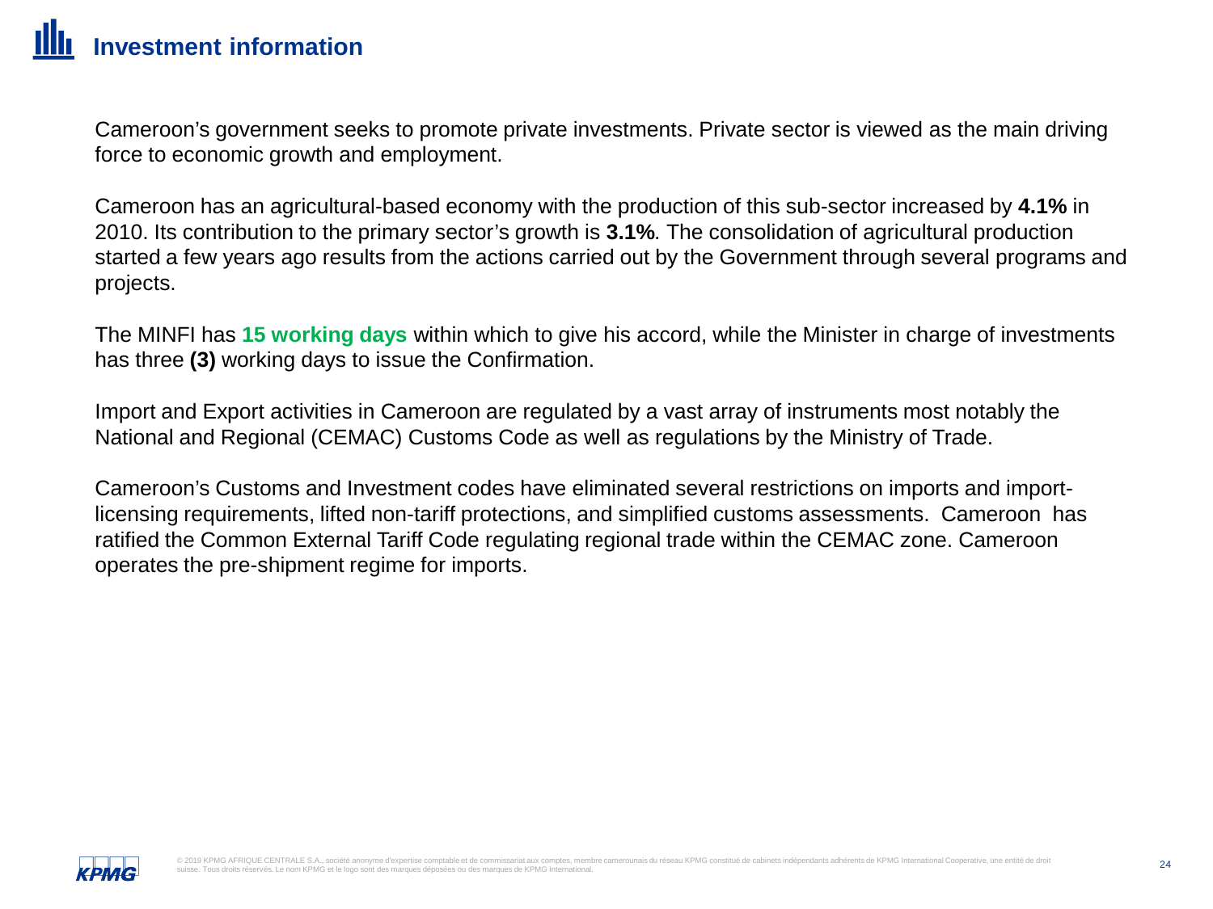# Investment information

Cameroon's government seeks to promote private investments. Private sector is viewed as the main driving force to economic growth and employment.

Cameroon has an agricultural-based economy with the production of this sub-sector increased by **4.1%** in 2010. Its contribution to the primary sector's growth is **3.1%**. The consolidation of agricultural production started a few years ago results from the actions carried out by the Government through several programs and projects.

The MINFI has **15 working days** within which to give his accord, while the Minister in charge of investments has three **(3)** working days to issue the Confirmation.

Import and Export activities in Cameroon are regulated by a vast array of instruments most notably the National and Regional (CEMAC) Customs Code as well as regulations by the Ministry of Trade.

Cameroon's Customs and Investment codes have eliminated several restrictions on imports and import-licensing requirements, lifted non-tariff protections, and simplified customs assessments. Cameroon has ratified the Common External Tariff Code regulating regional trade within the CEMAC zone. Cameroon operates the pre-shipment regime for imports.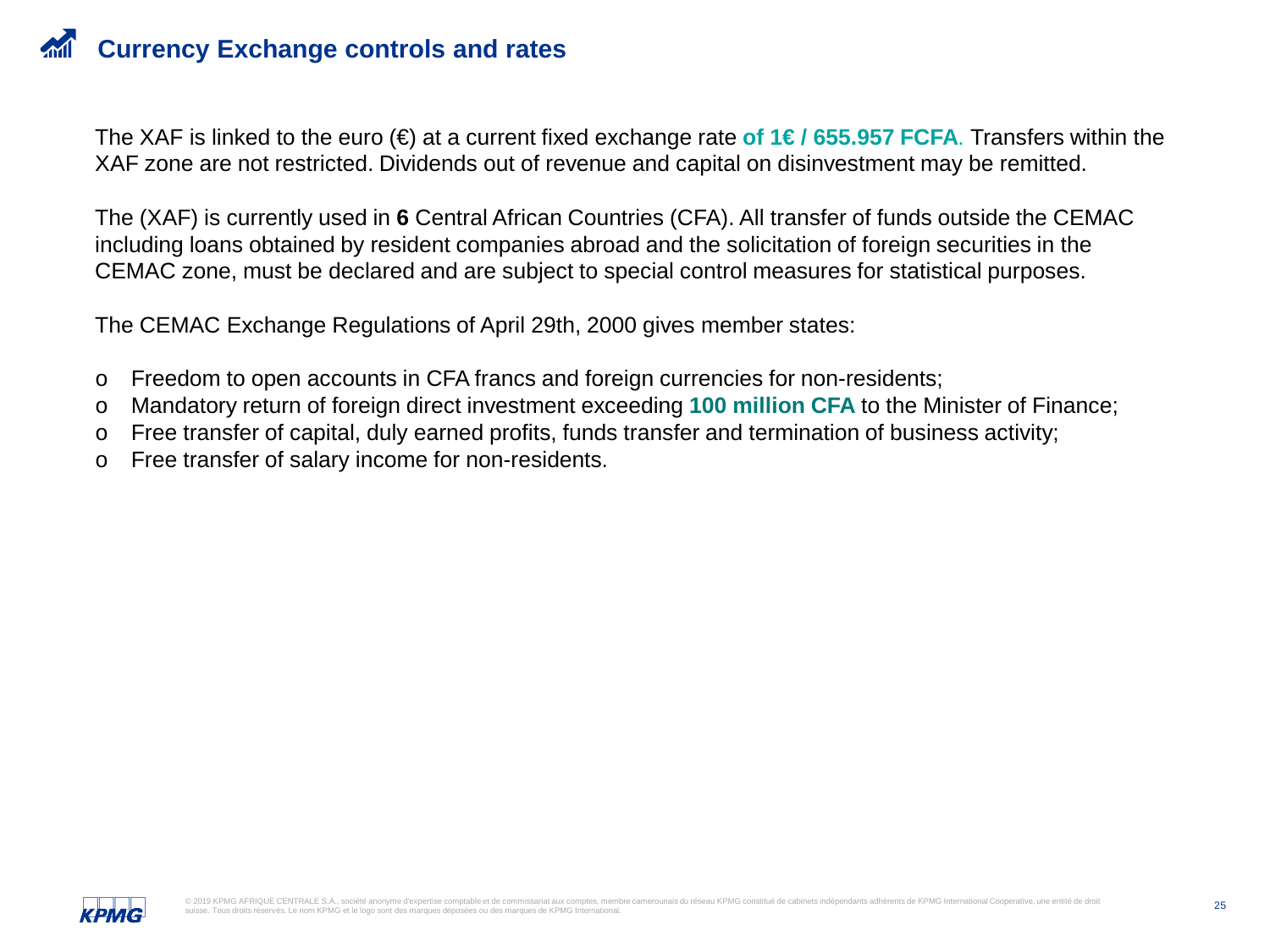# Currency Exchange controls and rates

The XAF is linked to the euro (€) at a current fixed exchange rate **of 1€ / 655.957 FCFA**. Transfers within the XAF zone are not restricted. Dividends out of revenue and capital on disinvestment may be remitted.

The (XAF) is currently used in **6** Central African Countries (CFA). All transfer of funds outside the CEMAC including loans obtained by resident companies abroad and the solicitation of foreign securities in the CEMAC zone, must be declared and are subject to special control measures for statistical purposes.

The CEMAC Exchange Regulations of April 29th, 2000 gives member states:

- Freedom to open accounts in CFA francs and foreign currencies for non-residents;
- Mandatory return of foreign direct investment exceeding **100 million CFA** to the Minister of Finance;
- Free transfer of capital, duly earned profits, funds transfer and termination of business activity;
- Free transfer of salary income for non-residents.

© 2019 KPMG AFRIQUE CENTRALE S.A., société anonyme d'expertise comptable et de commissariat aux comptes, membre camerounais du réseau KPMG constitué de cabinets indépendants adhérents de KPMG International Cooperative, une entité de droit suisse. Tous droits réservés. Le nom KPMG et le logo sont des marques déposées ou des marques de KPMG International.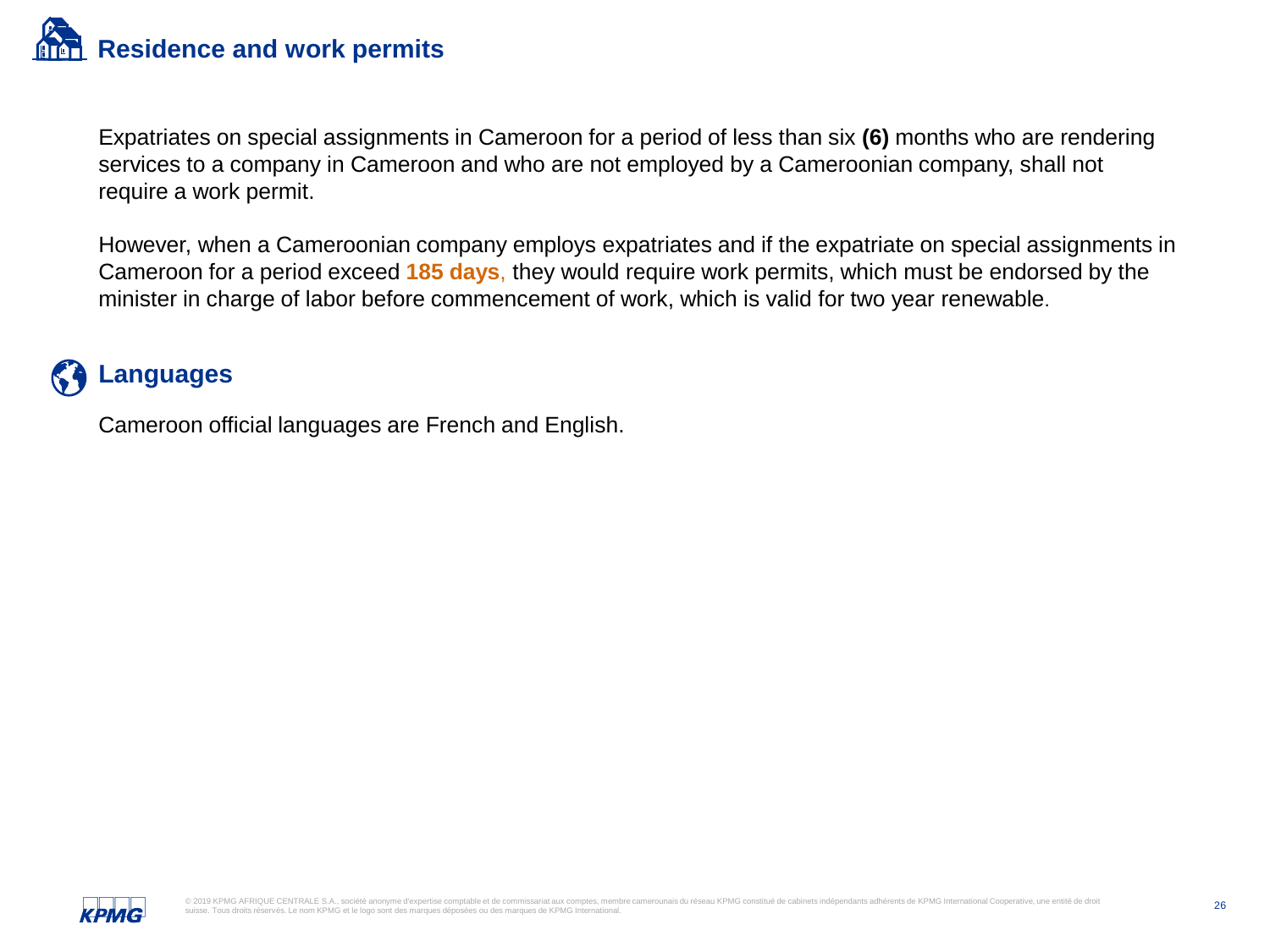## Residence and work permits

Expatriates on special assignments in Cameroon for a period of less than six **(6)** months who are rendering services to a company in Cameroon and who are not employed by a Cameroonian company, shall not require a work permit.

However, when a Cameroonian company employs expatriates and if the expatriate on special assignments in Cameroon for a period exceed **185 days**, they would require work permits, which must be endorsed by the minister in charge of labor before commencement of work, which is valid for two year renewable.

## Languages

Cameroon official languages are French and English.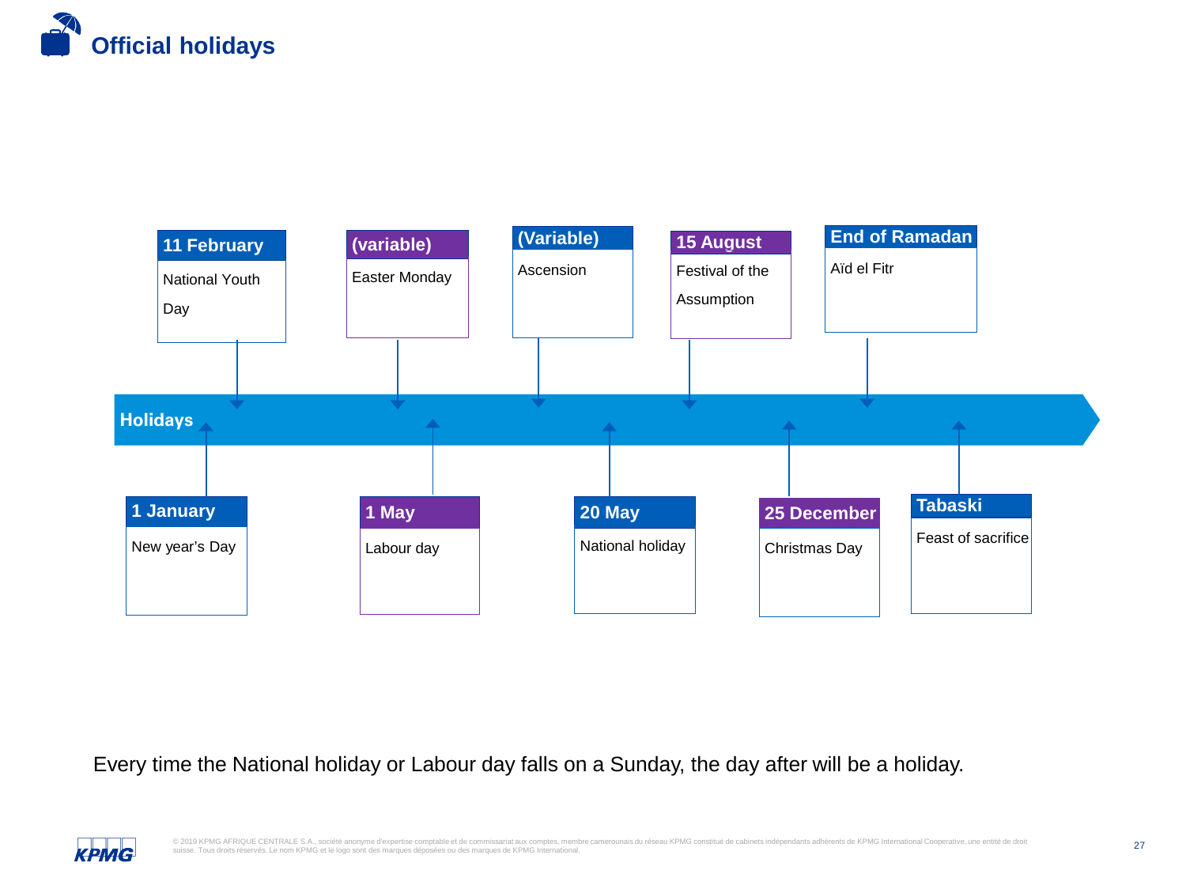# Official holidays

**Holidays**

- **1 January** – New year's Day
- **11 February** – National Youth Day
- **(variable)** – Easter Monday
- **1 May** – Labour day
- **(Variable)** – Ascension
- **20 May** – National holiday
- **15 August** – Festival of the Assumption
- **25 December** – Christmas Day
- **End of Ramadan** – Aïd el Fitr
- **Tabaski** – Feast of sacrifice

Every time the National holiday or Labour day falls on a Sunday, the day after will be a holiday.

© 2019 KPMG AFRIQUE CENTRALE S.A., société anonyme d'expertise comptable et de commissariat aux comptes, membre camerounais du réseau KPMG constitué de cabinets indépendants adhérents de KPMG International Cooperative, une entité de droit suisse. Tous droits réservés. Le nom KPMG et le logo sont des marques déposées ou des marques de KPMG International.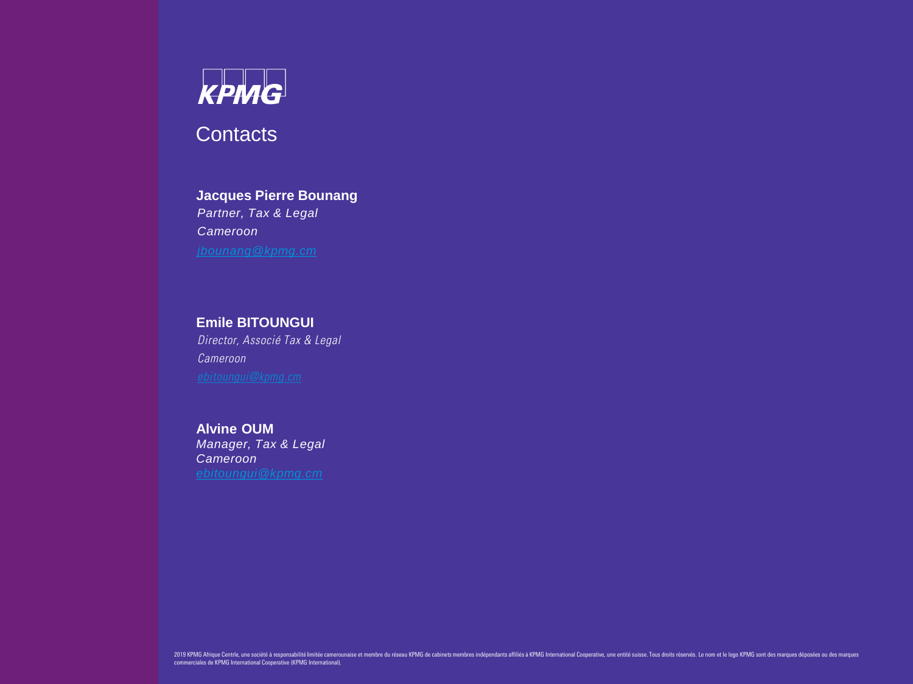KPMG

# Contacts

**Jacques Pierre Bounang**
*Partner, Tax & Legal*
*Cameroon*
*jbounang@kpmg.cm*

**Emile BITOUNGUI**
*Director, Associé Tax & Legal*
*Cameroon*
*ebitoungui@kpmg.cm*

**Alvine OUM**
*Manager, Tax & Legal*
*Cameroon*
*ebitoungui@kpmg.cm*

2019 KPMG Afrique Centrle, une société à responsabilité limitée camerounaise et membre du réseau KPMG de cabinets membres indépendants affiliés à KPMG International Cooperative, une entité suisse. Tous droits réservés. Le nom et le logo KPMG sont des marques déposées ou des marques commerciales de KPMG International Cooperative (KPMG International).